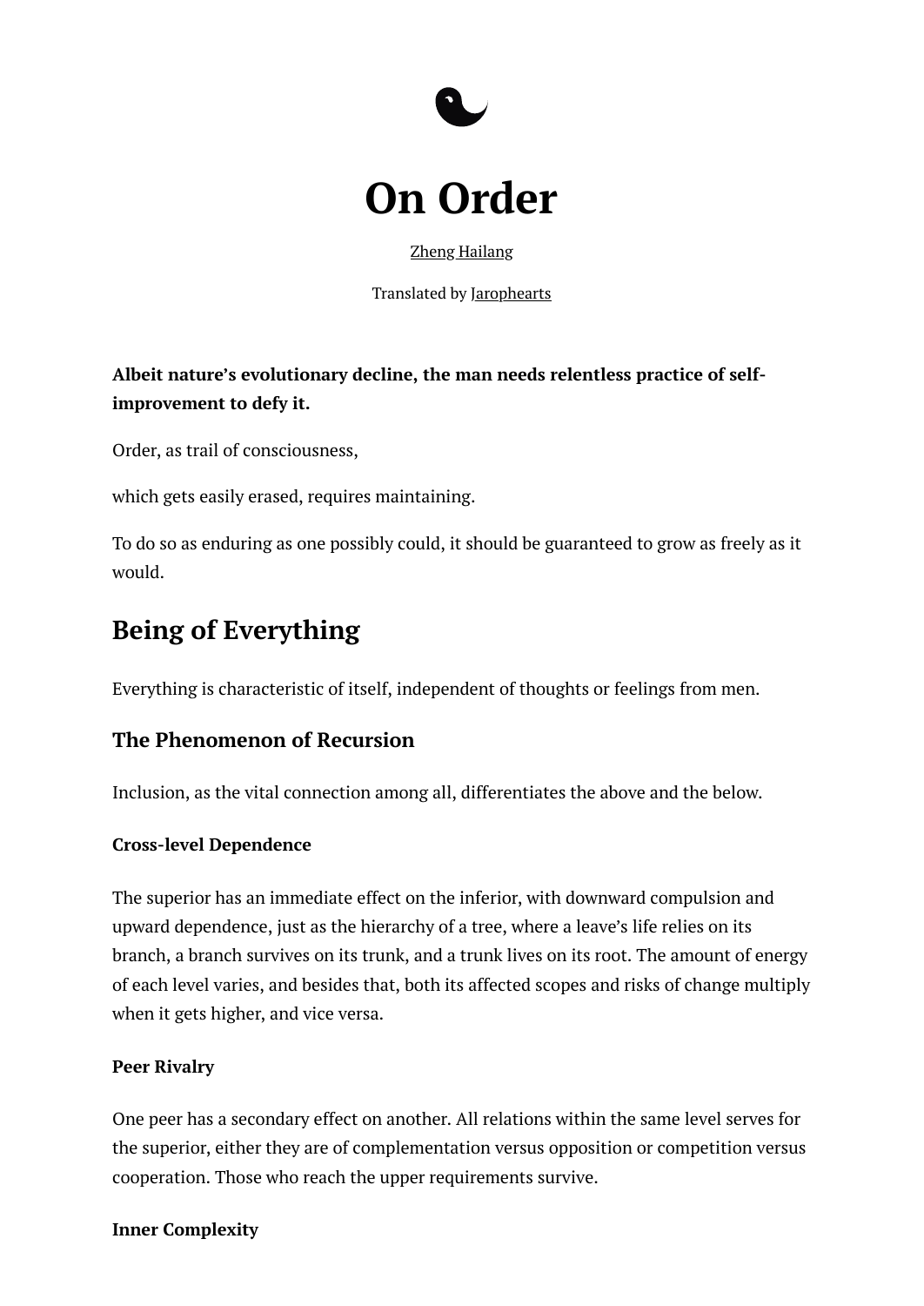# On Order

Zheng Hailang

Translated by Jarophearts

**Albeit nature's evolutionary decline, the man needs relentless practice of self-improvement to defy it.**

Order, as trail of consciousness,

which gets easily erased, requires maintaining.

To do so as enduring as one possibly could, it should be guaranteed to grow as freely as it would.

## Being of Everything

Everything is characteristic of itself, independent of thoughts or feelings from men.

### The Phenomenon of Recursion

Inclusion, as the vital connection among all, differentiates the above and the below.

#### Cross-level Dependence

The superior has an immediate effect on the inferior, with downward compulsion and upward dependence, just as the hierarchy of a tree, where a leave's life relies on its branch, a branch survives on its trunk, and a trunk lives on its root. The amount of energy of each level varies, and besides that, both its affected scopes and risks of change multiply when it gets higher, and vice versa.

#### Peer Rivalry

One peer has a secondary effect on another. All relations within the same level serves for the superior, either they are of complementation versus opposition or competition versus cooperation. Those who reach the upper requirements survive.

#### Inner Complexity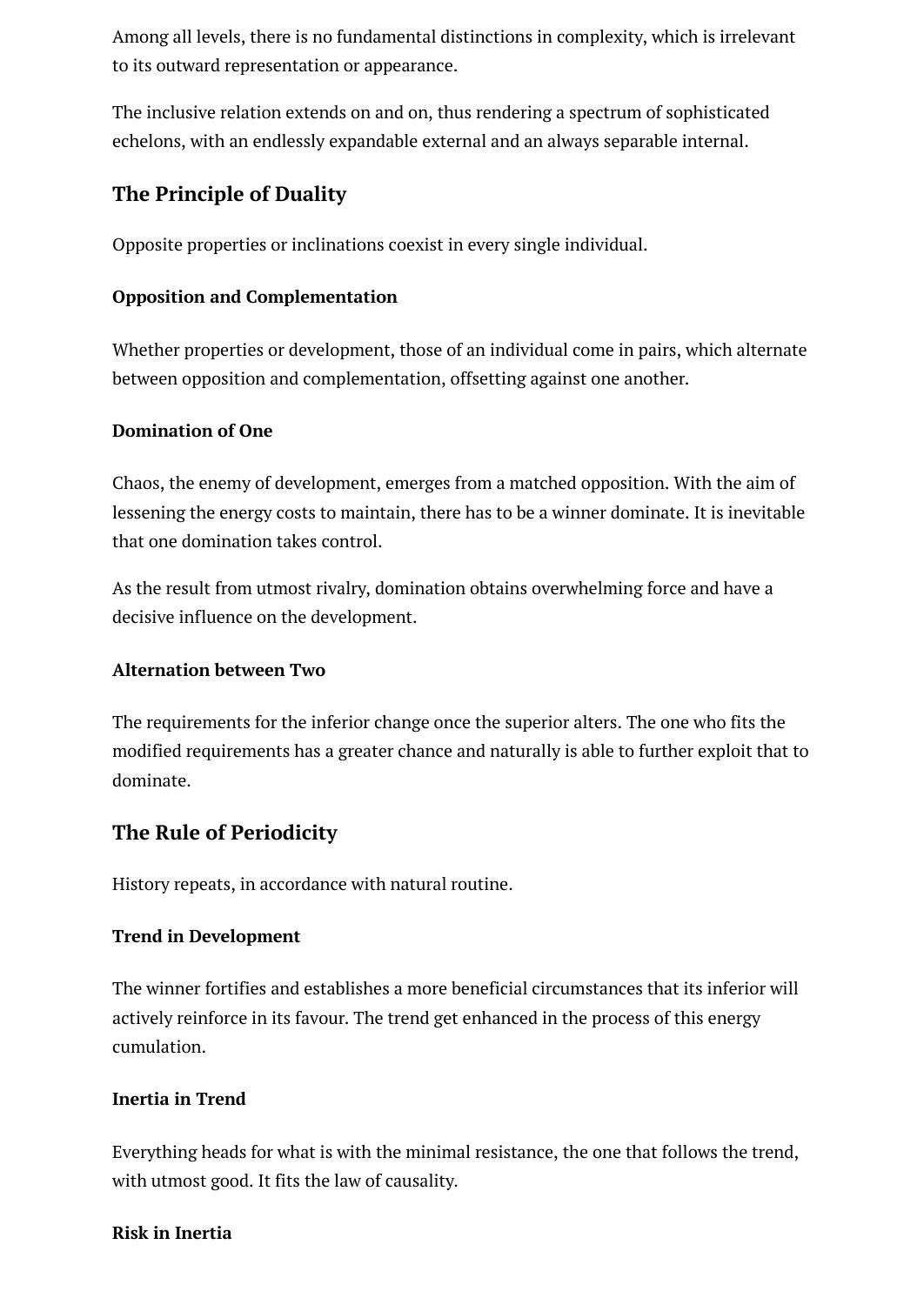Among all levels, there is no fundamental distinctions in complexity, which is irrelevant to its outward representation or appearance.

The inclusive relation extends on and on, thus rendering a spectrum of sophisticated echelons, with an endlessly expandable external and an always separable internal.

## The Principle of Duality

Opposite properties or inclinations coexist in every single individual.

#### Opposition and Complementation

Whether properties or development, those of an individual come in pairs, which alternate between opposition and complementation, offsetting against one another.

#### Domination of One

Chaos, the enemy of development, emerges from a matched opposition. With the aim of lessening the energy costs to maintain, there has to be a winner dominate. It is inevitable that one domination takes control.

As the result from utmost rivalry, domination obtains overwhelming force and have a decisive influence on the development.

#### Alternation between Two

The requirements for the inferior change once the superior alters. The one who fits the modified requirements has a greater chance and naturally is able to further exploit that to dominate.

## The Rule of Periodicity

History repeats, in accordance with natural routine.

#### Trend in Development

The winner fortifies and establishes a more beneficial circumstances that its inferior will actively reinforce in its favour. The trend get enhanced in the process of this energy cumulation.

#### Inertia in Trend

Everything heads for what is with the minimal resistance, the one that follows the trend, with utmost good. It fits the law of causality.

#### Risk in Inertia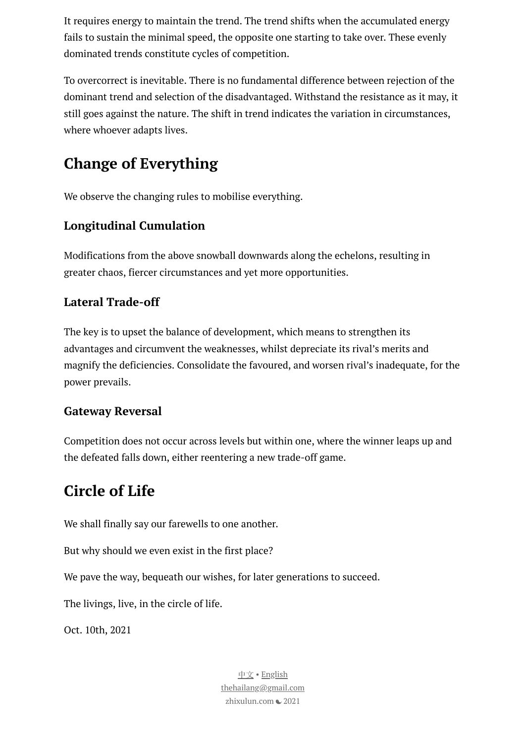It requires energy to maintain the trend. The trend shifts when the accumulated energy fails to sustain the minimal speed, the opposite one starting to take over. These evenly dominated trends constitute cycles of competition.

To overcorrect is inevitable. There is no fundamental difference between rejection of the dominant trend and selection of the disadvantaged. Withstand the resistance as it may, it still goes against the nature. The shift in trend indicates the variation in circumstances, where whoever adapts lives.

## Change of Everything

We observe the changing rules to mobilise everything.

### Longitudinal Cumulation

Modifications from the above snowball downwards along the echelons, resulting in greater chaos, fiercer circumstances and yet more opportunities.

### Lateral Trade-off

The key is to upset the balance of development, which means to strengthen its advantages and circumvent the weaknesses, whilst depreciate its rival's merits and magnify the deficiencies. Consolidate the favoured, and worsen rival's inadequate, for the power prevails.

### Gateway Reversal

Competition does not occur across levels but within one, where the winner leaps up and the defeated falls down, either reentering a new trade-off game.

## Circle of Life

We shall finally say our farewells to one another.

But why should we even exist in the first place?

We pave the way, bequeath our wishes, for later generations to succeed.

The livings, live, in the circle of life.

Oct. 10th, 2021

中文 • English

thehailang@gmail.com

zhixulun.com ☯ 2021